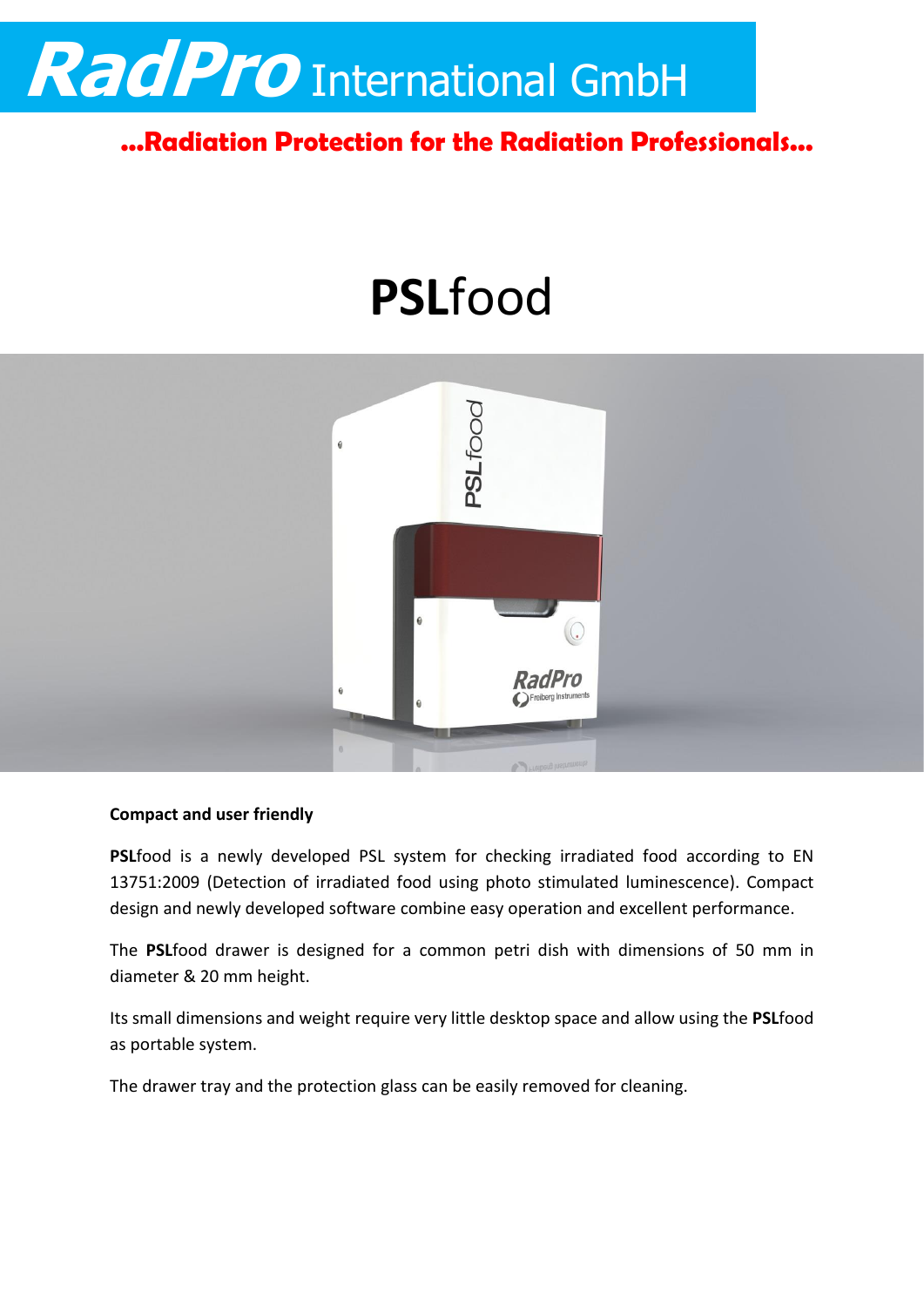# RadPro International GmbH

**...Radiation Protection for the Radiation Professionals...**

# PSLfood

**Compact and user friendly**

**PSL**food is a newly developed PSL system for checking irradiated food according to EN 13751:2009 (Detection of irradiated food using photo stimulated luminescence). Compact design and newly developed software combine easy operation and excellent performance.

The **PSL**food drawer is designed for a common petri dish with dimensions of 50 mm in diameter & 20 mm height.

Its small dimensions and weight require very little desktop space and allow using the **PSL**food as portable system.

The drawer tray and the protection glass can be easily removed for cleaning.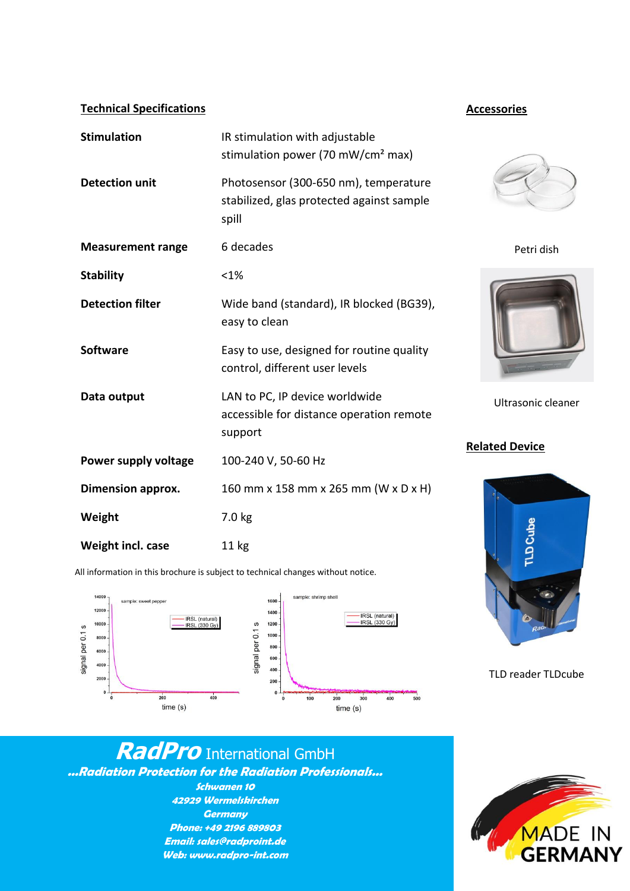## Technical Specifications

| | |
|---|---|
| **Stimulation** | IR stimulation with adjustable stimulation power (70 mW/cm² max) |
| **Detection unit** | Photosensor (300-650 nm), temperature stabilized, glas protected against sample spill |
| **Measurement range** | 6 decades |
| **Stability** | <1% |
| **Detection filter** | Wide band (standard), IR blocked (BG39), easy to clean |
| **Software** | Easy to use, designed for routine quality control, different user levels |
| **Data output** | LAN to PC, IP device worldwide accessible for distance operation remote support |
| **Power supply voltage** | 100-240 V, 50-60 Hz |
| **Dimension approx.** | 160 mm x 158 mm x 265 mm (W x D x H) |
| **Weight** | 7.0 kg |
| **Weight incl. case** | 11 kg |

All information in this brochure is subject to technical changes without notice.

sample: sweet pepper
IRSL (natural)
IRSL (330 Gy)
signal per 0.1 s
time (s)

sample: shrimp shell
IRSL (natural)
IRSL (330 Gy)
signal per 0.1 s
time (s)

## Accessories

Petri dish

Ultrasonic cleaner

## Related Device

TLD reader TLDcube

**RadPro** International GmbH

***...Radiation Protection for the Radiation Professionals...***

***Schwanen 10***
***42929 Wermelskirchen***
***Germany***
***Phone: +49 2196 889803***
***Email: sales@radproint.de***
***Web: www.radpro-int.com***

MADE IN GERMANY